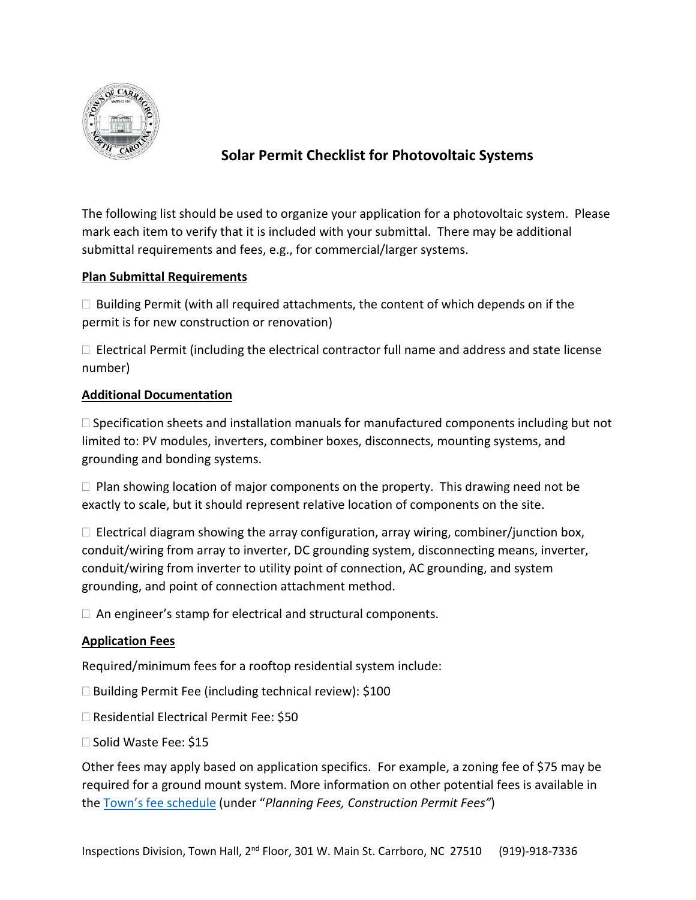# Solar Permit Checklist for Photovoltaic Systems

The following list should be used to organize your application for a photovoltaic system. Please mark each item to verify that it is included with your submittal. There may be additional submittal requirements and fees, e.g., for commercial/larger systems.

**Plan Submittal Requirements**

☐ Building Permit (with all required attachments, the content of which depends on if the permit is for new construction or renovation)

☐ Electrical Permit (including the electrical contractor full name and address and state license number)

**Additional Documentation**

☐ Specification sheets and installation manuals for manufactured components including but not limited to: PV modules, inverters, combiner boxes, disconnects, mounting systems, and grounding and bonding systems.

☐ Plan showing location of major components on the property. This drawing need not be exactly to scale, but it should represent relative location of components on the site.

☐ Electrical diagram showing the array configuration, array wiring, combiner/junction box, conduit/wiring from array to inverter, DC grounding system, disconnecting means, inverter, conduit/wiring from inverter to utility point of connection, AC grounding, and system grounding, and point of connection attachment method.

☐ An engineer's stamp for electrical and structural components.

**Application Fees**

Required/minimum fees for a rooftop residential system include:

☐ Building Permit Fee (including technical review): $100

☐ Residential Electrical Permit Fee: $50

☐ Solid Waste Fee: $15

Other fees may apply based on application specifics. For example, a zoning fee of $75 may be required for a ground mount system. More information on other potential fees is available in the Town's fee schedule (under "*Planning Fees, Construction Permit Fees"*)

Inspections Division, Town Hall, 2nd Floor, 301 W. Main St. Carrboro, NC 27510 (919)-918-7336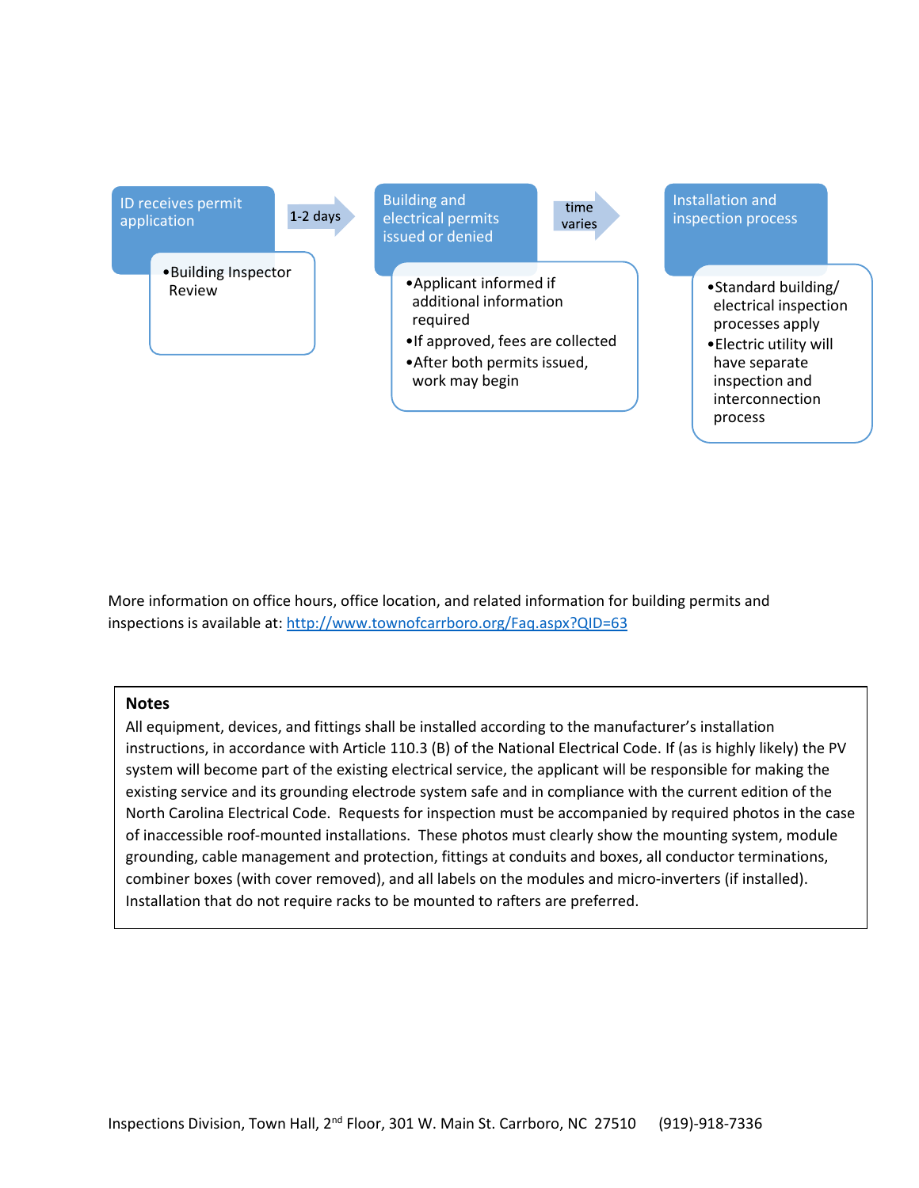ID receives permit application

- Building Inspector Review

1-2 days

Building and electrical permits issued or denied

- Applicant informed if additional information required
- If approved, fees are collected
- After both permits issued, work may begin

time varies

Installation and inspection process

- Standard building/ electrical inspection processes apply
- Electric utility will have separate inspection and interconnection process

More information on office hours, office location, and related information for building permits and inspections is available at: [http://www.townofcarrboro.org/Faq.aspx?QID=63](http://www.townofcarrboro.org/Faq.aspx?QID=63)

**Notes**

All equipment, devices, and fittings shall be installed according to the manufacturer's installation instructions, in accordance with Article 110.3 (B) of the National Electrical Code. If (as is highly likely) the PV system will become part of the existing electrical service, the applicant will be responsible for making the existing service and its grounding electrode system safe and in compliance with the current edition of the North Carolina Electrical Code. Requests for inspection must be accompanied by required photos in the case of inaccessible roof-mounted installations. These photos must clearly show the mounting system, module grounding, cable management and protection, fittings at conduits and boxes, all conductor terminations, combiner boxes (with cover removed), and all labels on the modules and micro-inverters (if installed). Installation that do not require racks to be mounted to rafters are preferred.

Inspections Division, Town Hall, 2nd Floor, 301 W. Main St. Carrboro, NC 27510 (919)-918-7336